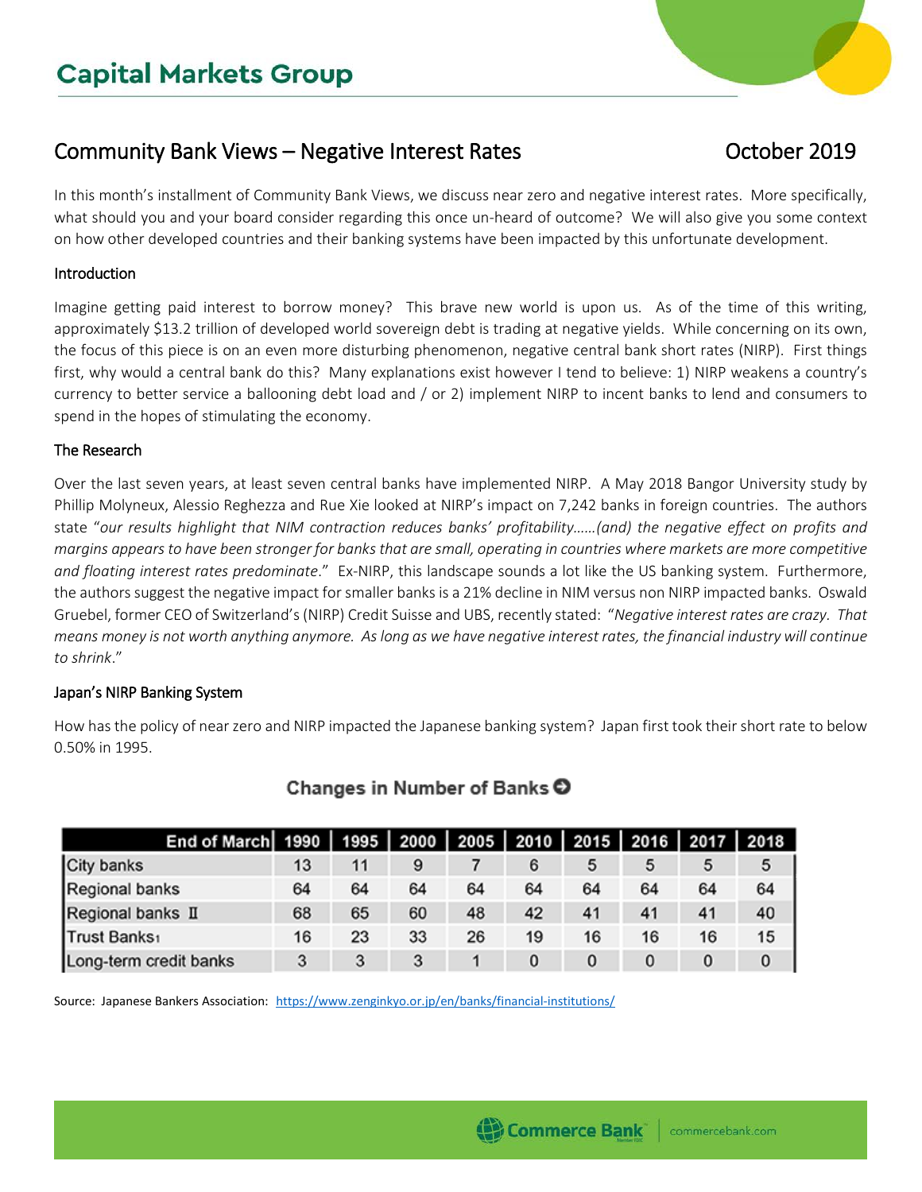# Community Bank Views – Negative Interest Rates

October 2019

In this month's installment of Community Bank Views, we discuss near zero and negative interest rates. More specifically, what should you and your board consider regarding this once un-heard of outcome? We will also give you some context on how other developed countries and their banking systems have been impacted by this unfortunate development.

## Introduction

Imagine getting paid interest to borrow money? This brave new world is upon us. As of the time of this writing, approximately $13.2 trillion of developed world sovereign debt is trading at negative yields. While concerning on its own, the focus of this piece is on an even more disturbing phenomenon, negative central bank short rates (NIRP). First things first, why would a central bank do this? Many explanations exist however I tend to believe: 1) NIRP weakens a country's currency to better service a ballooning debt load and / or 2) implement NIRP to incent banks to lend and consumers to spend in the hopes of stimulating the economy.

## The Research

Over the last seven years, at least seven central banks have implemented NIRP. A May 2018 Bangor University study by Phillip Molyneux, Alessio Reghezza and Rue Xie looked at NIRP's impact on 7,242 banks in foreign countries. The authors state "*our results highlight that NIM contraction reduces banks' profitability……(and) the negative effect on profits and margins appears to have been stronger for banks that are small, operating in countries where markets are more competitive and floating interest rates predominate*." Ex-NIRP, this landscape sounds a lot like the US banking system. Furthermore, the authors suggest the negative impact for smaller banks is a 21% decline in NIM versus non NIRP impacted banks. Oswald Gruebel, former CEO of Switzerland's (NIRP) Credit Suisse and UBS, recently stated: "*Negative interest rates are crazy. That means money is not worth anything anymore. As long as we have negative interest rates, the financial industry will continue to shrink*."

## Japan's NIRP Banking System

How has the policy of near zero and NIRP impacted the Japanese banking system? Japan first took their short rate to below 0.50% in 1995.

**Changes in Number of Banks**

| End of March | 1990 | 1995 | 2000 | 2005 | 2010 | 2015 | 2016 | 2017 | 2018 |
|---|---|---|---|---|---|---|---|---|---|
| City banks | 13 | 11 | 9 | 7 | 6 | 5 | 5 | 5 | 5 |
| Regional banks | 64 | 64 | 64 | 64 | 64 | 64 | 64 | 64 | 64 |
| Regional banks Ⅱ | 68 | 65 | 60 | 48 | 42 | 41 | 41 | 41 | 40 |
| Trust Banks[1] | 16 | 23 | 33 | 26 | 19 | 16 | 16 | 16 | 15 |
| Long-term credit banks | 3 | 3 | 3 | 1 | 0 | 0 | 0 | 0 | 0 |

Source: Japanese Bankers Association: https://www.zenginkyo.or.jp/en/banks/financial-institutions/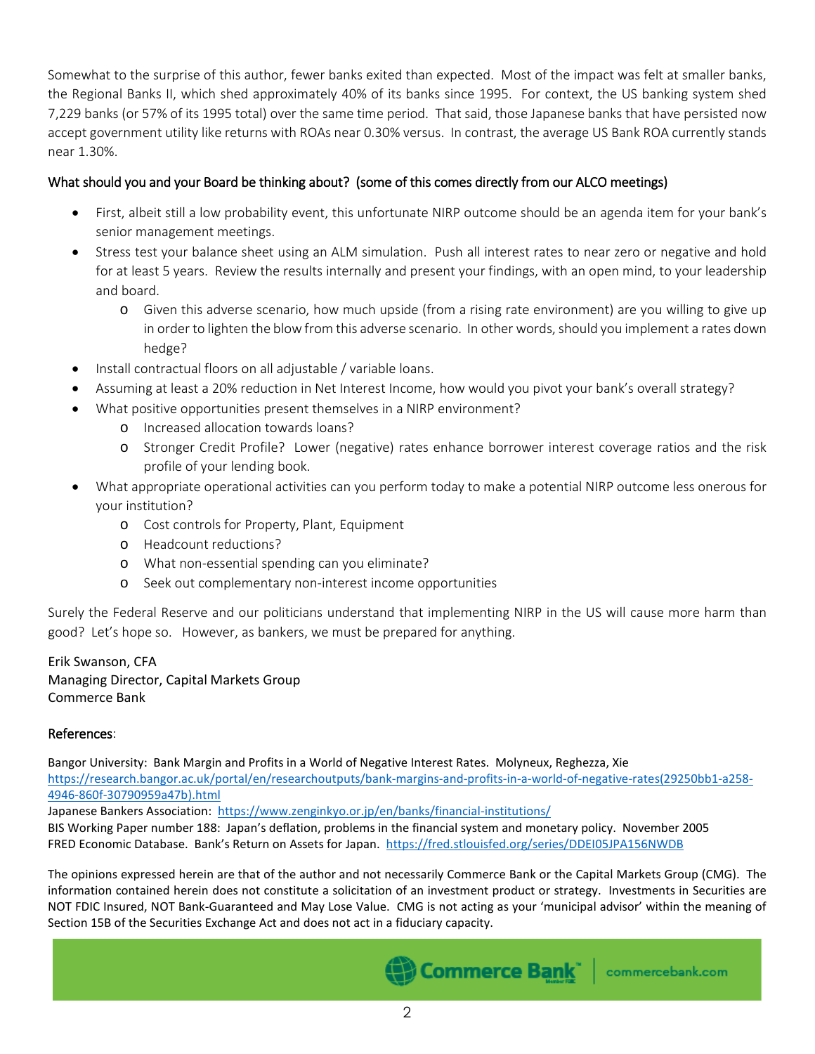Somewhat to the surprise of this author, fewer banks exited than expected. Most of the impact was felt at smaller banks, the Regional Banks II, which shed approximately 40% of its banks since 1995. For context, the US banking system shed 7,229 banks (or 57% of its 1995 total) over the same time period. That said, those Japanese banks that have persisted now accept government utility like returns with ROAs near 0.30% versus. In contrast, the average US Bank ROA currently stands near 1.30%.

**What should you and your Board be thinking about? (some of this comes directly from our ALCO meetings)**

- First, albeit still a low probability event, this unfortunate NIRP outcome should be an agenda item for your bank's senior management meetings.
- Stress test your balance sheet using an ALM simulation. Push all interest rates to near zero or negative and hold for at least 5 years. Review the results internally and present your findings, with an open mind, to your leadership and board.
  - Given this adverse scenario, how much upside (from a rising rate environment) are you willing to give up in order to lighten the blow from this adverse scenario. In other words, should you implement a rates down hedge?
- Install contractual floors on all adjustable / variable loans.
- Assuming at least a 20% reduction in Net Interest Income, how would you pivot your bank's overall strategy?
- What positive opportunities present themselves in a NIRP environment?
  - Increased allocation towards loans?
  - Stronger Credit Profile? Lower (negative) rates enhance borrower interest coverage ratios and the risk profile of your lending book.
- What appropriate operational activities can you perform today to make a potential NIRP outcome less onerous for your institution?
  - Cost controls for Property, Plant, Equipment
  - Headcount reductions?
  - What non-essential spending can you eliminate?
  - Seek out complementary non-interest income opportunities

Surely the Federal Reserve and our politicians understand that implementing NIRP in the US will cause more harm than good? Let's hope so. However, as bankers, we must be prepared for anything.

Erik Swanson, CFA
Managing Director, Capital Markets Group
Commerce Bank

**References**:

Bangor University: Bank Margin and Profits in a World of Negative Interest Rates. Molyneux, Reghezza, Xie
https://research.bangor.ac.uk/portal/en/researchoutputs/bank-margins-and-profits-in-a-world-of-negative-rates(29250bb1-a258-4946-860f-30790959a47b).html
Japanese Bankers Association: https://www.zenginkyo.or.jp/en/banks/financial-institutions/
BIS Working Paper number 188: Japan's deflation, problems in the financial system and monetary policy. November 2005
FRED Economic Database. Bank's Return on Assets for Japan. https://fred.stlouisfed.org/series/DDEI05JPA156NWDB

The opinions expressed herein are that of the author and not necessarily Commerce Bank or the Capital Markets Group (CMG). The information contained herein does not constitute a solicitation of an investment product or strategy. Investments in Securities are NOT FDIC Insured, NOT Bank-Guaranteed and May Lose Value. CMG is not acting as your 'municipal advisor' within the meaning of Section 15B of the Securities Exchange Act and does not act in a fiduciary capacity.

Commerce Bank | commercebank.com